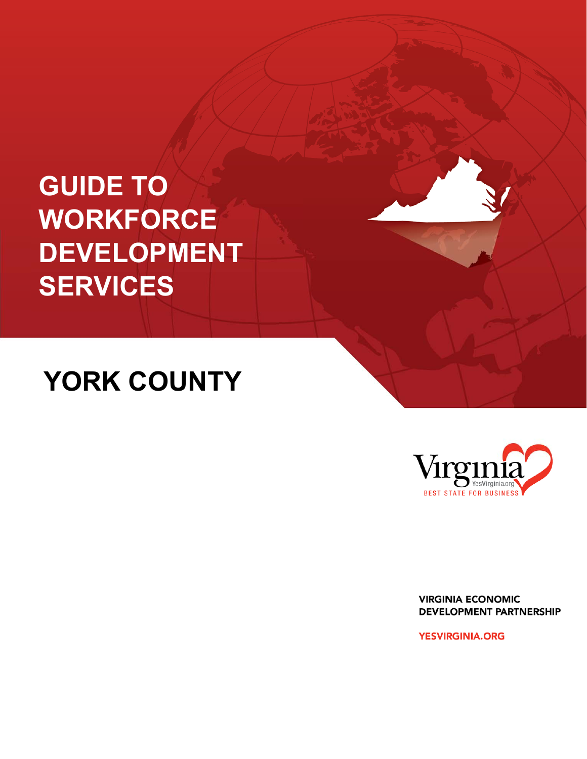# GUIDE TO WORKFORCE DEVELOPMENT SERVICES

## YORK COUNTY

Virginia
YesVirginia.org
BEST STATE FOR BUSINESS

VIRGINIA ECONOMIC DEVELOPMENT PARTNERSHIP

YESVIRGINIA.ORG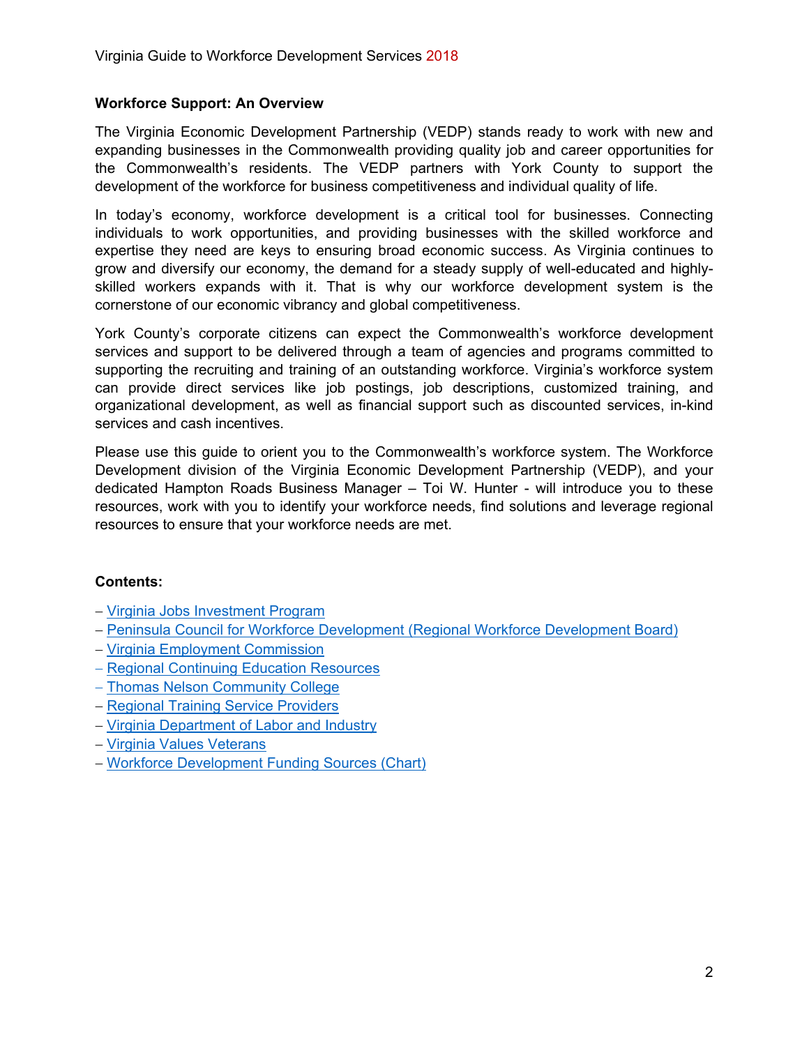**Workforce Support: An Overview**

The Virginia Economic Development Partnership (VEDP) stands ready to work with new and expanding businesses in the Commonwealth providing quality job and career opportunities for the Commonwealth's residents. The VEDP partners with York County to support the development of the workforce for business competitiveness and individual quality of life.

In today's economy, workforce development is a critical tool for businesses. Connecting individuals to work opportunities, and providing businesses with the skilled workforce and expertise they need are keys to ensuring broad economic success. As Virginia continues to grow and diversify our economy, the demand for a steady supply of well-educated and highly-skilled workers expands with it. That is why our workforce development system is the cornerstone of our economic vibrancy and global competitiveness.

York County's corporate citizens can expect the Commonwealth's workforce development services and support to be delivered through a team of agencies and programs committed to supporting the recruiting and training of an outstanding workforce. Virginia's workforce system can provide direct services like job postings, job descriptions, customized training, and organizational development, as well as financial support such as discounted services, in-kind services and cash incentives.

Please use this guide to orient you to the Commonwealth's workforce system. The Workforce Development division of the Virginia Economic Development Partnership (VEDP), and your dedicated Hampton Roads Business Manager – Toi W. Hunter - will introduce you to these resources, work with you to identify your workforce needs, find solutions and leverage regional resources to ensure that your workforce needs are met.

**Contents:**

– Virginia Jobs Investment Program
– Peninsula Council for Workforce Development (Regional Workforce Development Board)
– Virginia Employment Commission
– Regional Continuing Education Resources
– Thomas Nelson Community College
– Regional Training Service Providers
– Virginia Department of Labor and Industry
– Virginia Values Veterans
– Workforce Development Funding Sources (Chart)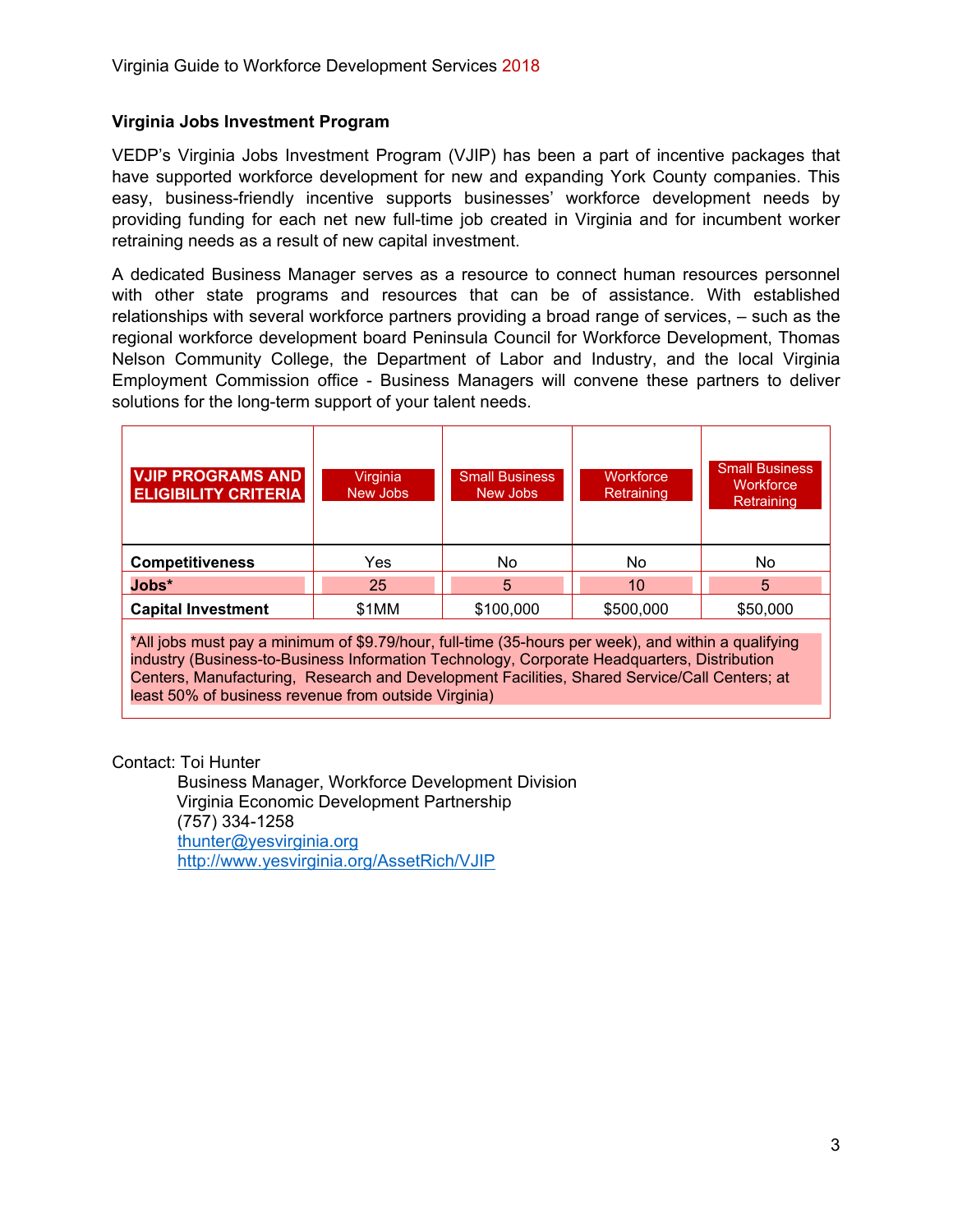## Virginia Jobs Investment Program

VEDP's Virginia Jobs Investment Program (VJIP) has been a part of incentive packages that have supported workforce development for new and expanding York County companies. This easy, business-friendly incentive supports businesses' workforce development needs by providing funding for each net new full-time job created in Virginia and for incumbent worker retraining needs as a result of new capital investment.

A dedicated Business Manager serves as a resource to connect human resources personnel with other state programs and resources that can be of assistance. With established relationships with several workforce partners providing a broad range of services, – such as the regional workforce development board Peninsula Council for Workforce Development, Thomas Nelson Community College, the Department of Labor and Industry, and the local Virginia Employment Commission office - Business Managers will convene these partners to deliver solutions for the long-term support of your talent needs.

| VJIP PROGRAMS AND ELIGIBILITY CRITERIA | Virginia New Jobs | Small Business New Jobs | Workforce Retraining | Small Business Workforce Retraining |
|---|---|---|---|---|
| **Competitiveness** | Yes | No | No | No |
| **Jobs*** | 25 | 5 | 10 | 5 |
| **Capital Investment** | $1MM | $100,000 | $500,000 | $50,000 |

*All jobs must pay a minimum of $9.79/hour, full-time (35-hours per week), and within a qualifying industry (Business-to-Business Information Technology, Corporate Headquarters, Distribution Centers, Manufacturing, Research and Development Facilities, Shared Service/Call Centers; at least 50% of business revenue from outside Virginia)

Contact: Toi Hunter
Business Manager, Workforce Development Division
Virginia Economic Development Partnership
(757) 334-1258
thunter@yesvirginia.org
http://www.yesvirginia.org/AssetRich/VJIP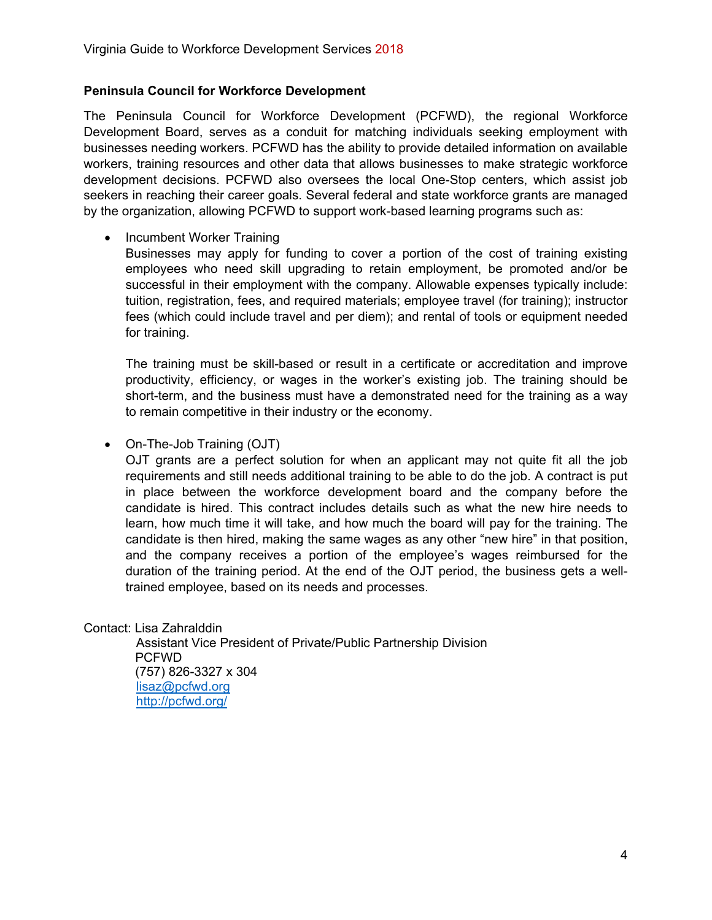## Peninsula Council for Workforce Development

The Peninsula Council for Workforce Development (PCFWD), the regional Workforce Development Board, serves as a conduit for matching individuals seeking employment with businesses needing workers. PCFWD has the ability to provide detailed information on available workers, training resources and other data that allows businesses to make strategic workforce development decisions. PCFWD also oversees the local One-Stop centers, which assist job seekers in reaching their career goals. Several federal and state workforce grants are managed by the organization, allowing PCFWD to support work-based learning programs such as:

- Incumbent Worker Training

  Businesses may apply for funding to cover a portion of the cost of training existing employees who need skill upgrading to retain employment, be promoted and/or be successful in their employment with the company. Allowable expenses typically include: tuition, registration, fees, and required materials; employee travel (for training); instructor fees (which could include travel and per diem); and rental of tools or equipment needed for training.

  The training must be skill-based or result in a certificate or accreditation and improve productivity, efficiency, or wages in the worker's existing job. The training should be short-term, and the business must have a demonstrated need for the training as a way to remain competitive in their industry or the economy.

- On-The-Job Training (OJT)

  OJT grants are a perfect solution for when an applicant may not quite fit all the job requirements and still needs additional training to be able to do the job. A contract is put in place between the workforce development board and the company before the candidate is hired. This contract includes details such as what the new hire needs to learn, how much time it will take, and how much the board will pay for the training. The candidate is then hired, making the same wages as any other "new hire" in that position, and the company receives a portion of the employee's wages reimbursed for the duration of the training period. At the end of the OJT period, the business gets a well-trained employee, based on its needs and processes.

Contact: Lisa Zahralddin
Assistant Vice President of Private/Public Partnership Division
PCFWD
(757) 826-3327 x 304
lisaz@pcfwd.org
http://pcfwd.org/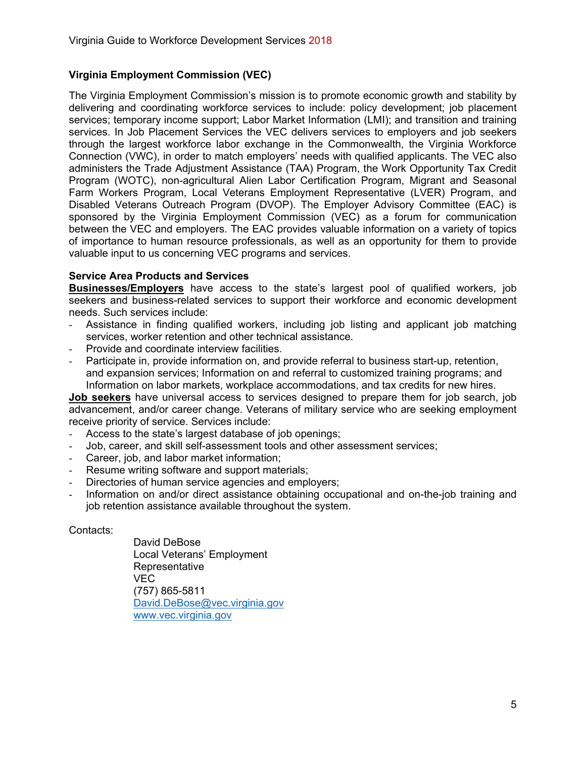## Virginia Employment Commission (VEC)

The Virginia Employment Commission's mission is to promote economic growth and stability by delivering and coordinating workforce services to include: policy development; job placement services; temporary income support; Labor Market Information (LMI); and transition and training services. In Job Placement Services the VEC delivers services to employers and job seekers through the largest workforce labor exchange in the Commonwealth, the Virginia Workforce Connection (VWC), in order to match employers' needs with qualified applicants. The VEC also administers the Trade Adjustment Assistance (TAA) Program, the Work Opportunity Tax Credit Program (WOTC), non-agricultural Alien Labor Certification Program, Migrant and Seasonal Farm Workers Program, Local Veterans Employment Representative (LVER) Program, and Disabled Veterans Outreach Program (DVOP). The Employer Advisory Committee (EAC) is sponsored by the Virginia Employment Commission (VEC) as a forum for communication between the VEC and employers. The EAC provides valuable information on a variety of topics of importance to human resource professionals, as well as an opportunity for them to provide valuable input to us concerning VEC programs and services.

**Service Area Products and Services**

**Businesses/Employers** have access to the state's largest pool of qualified workers, job seekers and business-related services to support their workforce and economic development needs. Such services include:

- Assistance in finding qualified workers, including job listing and applicant job matching services, worker retention and other technical assistance.
- Provide and coordinate interview facilities.
- Participate in, provide information on, and provide referral to business start-up, retention, and expansion services; Information on and referral to customized training programs; and Information on labor markets, workplace accommodations, and tax credits for new hires.

**Job seekers** have universal access to services designed to prepare them for job search, job advancement, and/or career change. Veterans of military service who are seeking employment receive priority of service. Services include:

- Access to the state's largest database of job openings;
- Job, career, and skill self-assessment tools and other assessment services;
- Career, job, and labor market information;
- Resume writing software and support materials;
- Directories of human service agencies and employers;
- Information on and/or direct assistance obtaining occupational and on-the-job training and job retention assistance available throughout the system.

Contacts:

David DeBose
Local Veterans' Employment Representative
VEC
(757) 865-5811
David.DeBose@vec.virginia.gov
www.vec.virginia.gov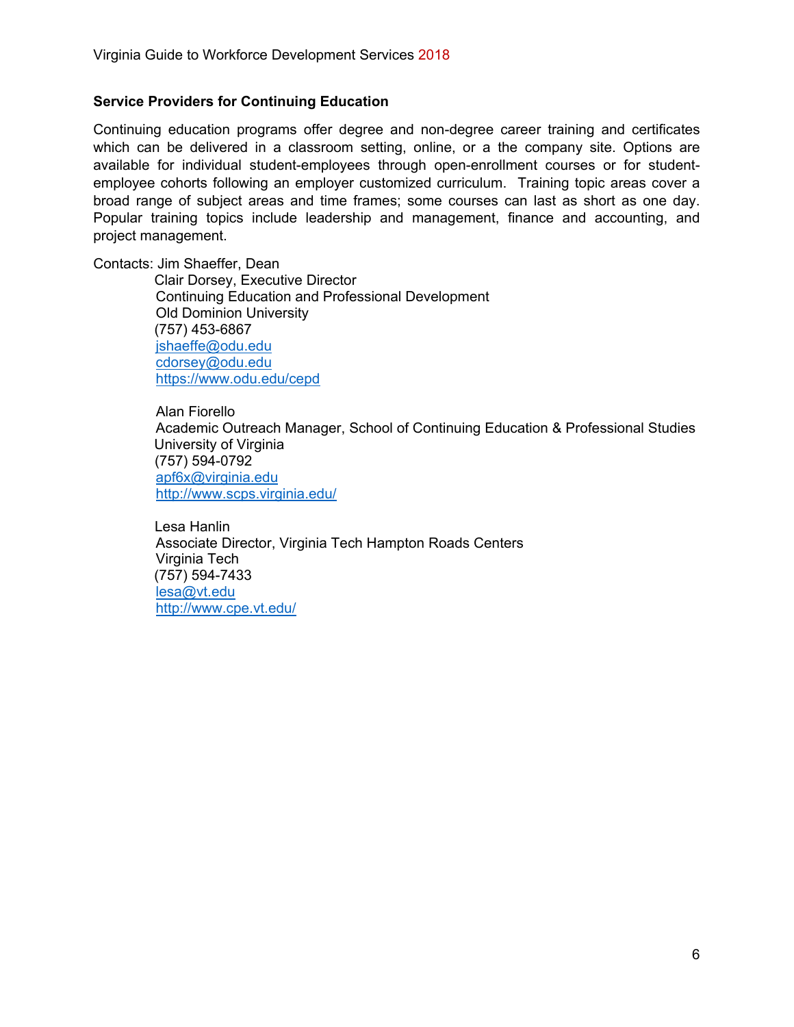### Service Providers for Continuing Education

Continuing education programs offer degree and non-degree career training and certificates which can be delivered in a classroom setting, online, or a the company site. Options are available for individual student-employees through open-enrollment courses or for student-employee cohorts following an employer customized curriculum. Training topic areas cover a broad range of subject areas and time frames; some courses can last as short as one day. Popular training topics include leadership and management, finance and accounting, and project management.

Contacts: Jim Shaeffer, Dean
Clair Dorsey, Executive Director
Continuing Education and Professional Development
Old Dominion University
(757) 453-6867
jshaeffe@odu.edu
cdorsey@odu.edu
https://www.odu.edu/cepd

Alan Fiorello
Academic Outreach Manager, School of Continuing Education & Professional Studies
University of Virginia
(757) 594-0792
apf6x@virginia.edu
http://www.scps.virginia.edu/

Lesa Hanlin
Associate Director, Virginia Tech Hampton Roads Centers
Virginia Tech
(757) 594-7433
lesa@vt.edu
http://www.cpe.vt.edu/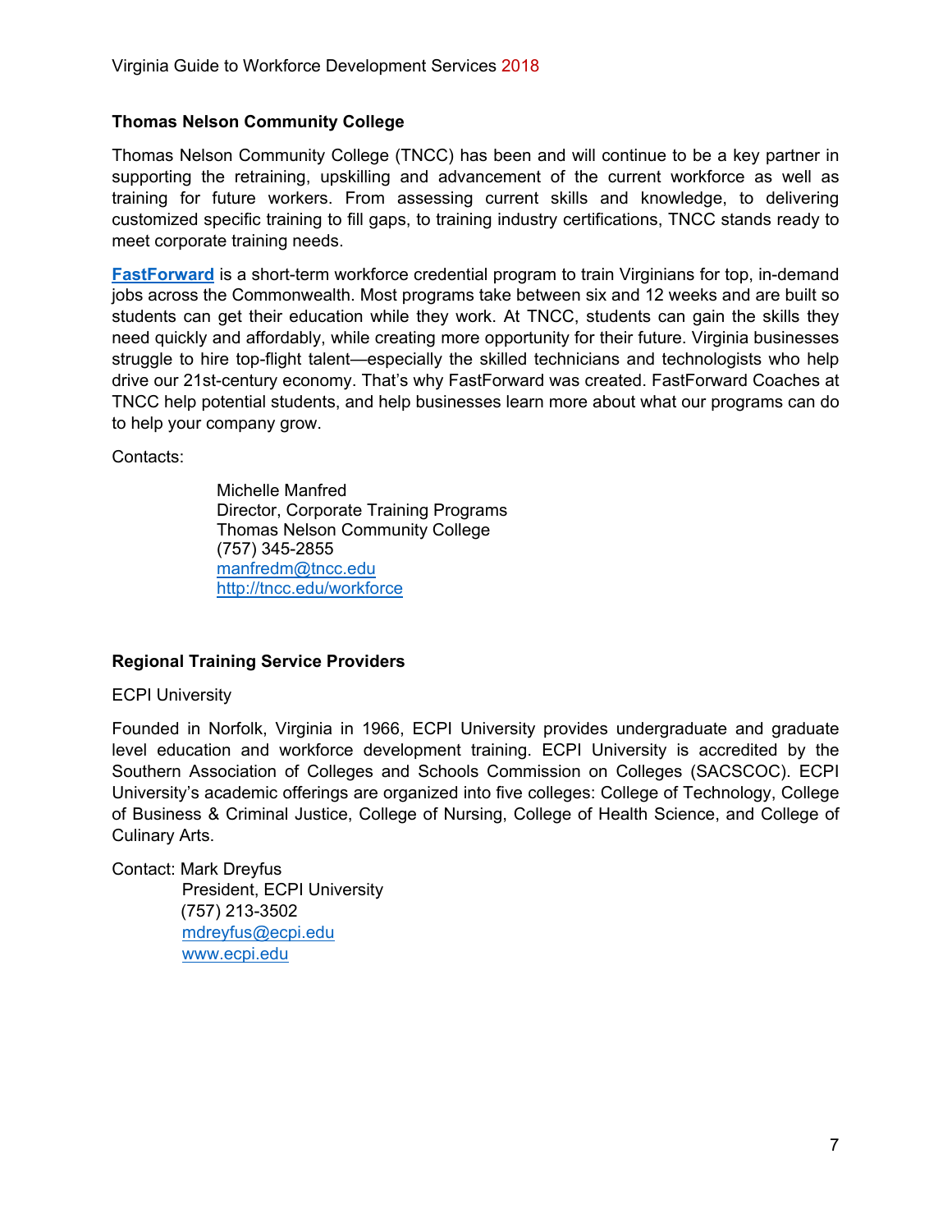### Thomas Nelson Community College

Thomas Nelson Community College (TNCC) has been and will continue to be a key partner in supporting the retraining, upskilling and advancement of the current workforce as well as training for future workers. From assessing current skills and knowledge, to delivering customized specific training to fill gaps, to training industry certifications, TNCC stands ready to meet corporate training needs.

**FastForward** is a short-term workforce credential program to train Virginians for top, in-demand jobs across the Commonwealth. Most programs take between six and 12 weeks and are built so students can get their education while they work. At TNCC, students can gain the skills they need quickly and affordably, while creating more opportunity for their future. Virginia businesses struggle to hire top-flight talent—especially the skilled technicians and technologists who help drive our 21st-century economy. That's why FastForward was created. FastForward Coaches at TNCC help potential students, and help businesses learn more about what our programs can do to help your company grow.

Contacts:

> Michelle Manfred
> Director, Corporate Training Programs
> Thomas Nelson Community College
> (757) 345-2855
> manfredm@tncc.edu
> http://tncc.edu/workforce

### Regional Training Service Providers

ECPI University

Founded in Norfolk, Virginia in 1966, ECPI University provides undergraduate and graduate level education and workforce development training. ECPI University is accredited by the Southern Association of Colleges and Schools Commission on Colleges (SACSCOC). ECPI University's academic offerings are organized into five colleges: College of Technology, College of Business & Criminal Justice, College of Nursing, College of Health Science, and College of Culinary Arts.

Contact: Mark Dreyfus
> President, ECPI University
> (757) 213-3502
> mdreyfus@ecpi.edu
> www.ecpi.edu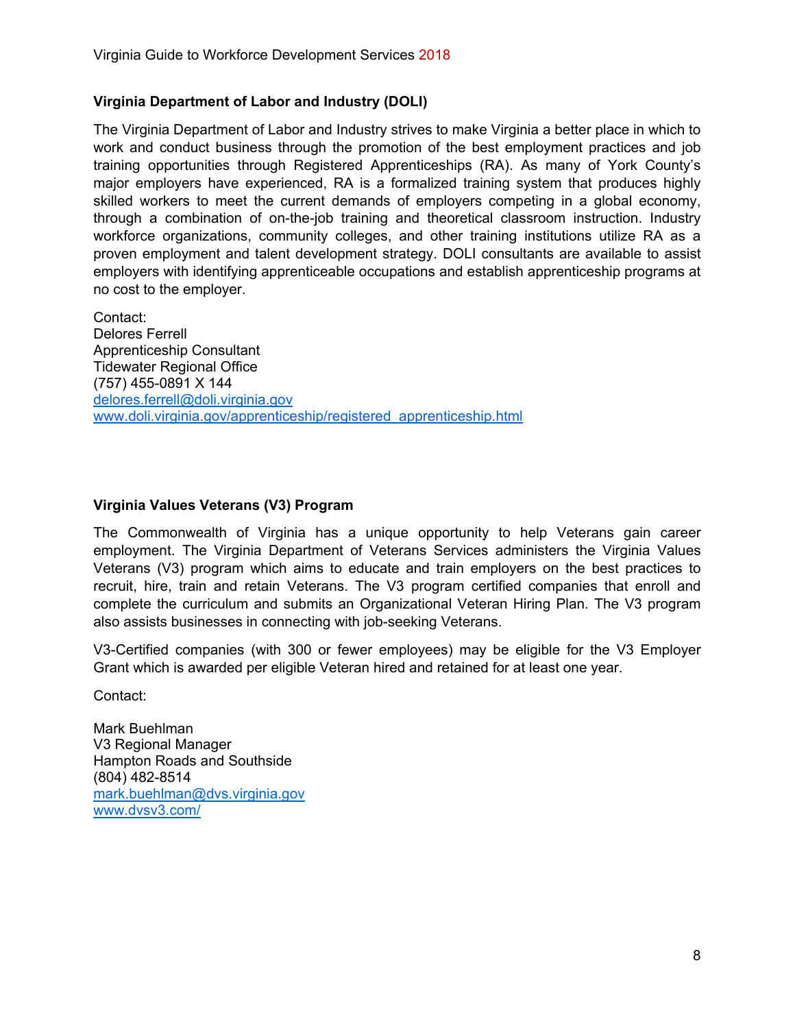### Virginia Department of Labor and Industry (DOLI)

The Virginia Department of Labor and Industry strives to make Virginia a better place in which to work and conduct business through the promotion of the best employment practices and job training opportunities through Registered Apprenticeships (RA). As many of York County's major employers have experienced, RA is a formalized training system that produces highly skilled workers to meet the current demands of employers competing in a global economy, through a combination of on-the-job training and theoretical classroom instruction. Industry workforce organizations, community colleges, and other training institutions utilize RA as a proven employment and talent development strategy. DOLI consultants are available to assist employers with identifying apprenticeable occupations and establish apprenticeship programs at no cost to the employer.

Contact:
Delores Ferrell
Apprenticeship Consultant
Tidewater Regional Office
(757) 455-0891 X 144
delores.ferrell@doli.virginia.gov
www.doli.virginia.gov/apprenticeship/registered_apprenticeship.html

### Virginia Values Veterans (V3) Program

The Commonwealth of Virginia has a unique opportunity to help Veterans gain career employment. The Virginia Department of Veterans Services administers the Virginia Values Veterans (V3) program which aims to educate and train employers on the best practices to recruit, hire, train and retain Veterans. The V3 program certified companies that enroll and complete the curriculum and submits an Organizational Veteran Hiring Plan. The V3 program also assists businesses in connecting with job-seeking Veterans.

V3-Certified companies (with 300 or fewer employees) may be eligible for the V3 Employer Grant which is awarded per eligible Veteran hired and retained for at least one year.

Contact:

Mark Buehlman
V3 Regional Manager
Hampton Roads and Southside
(804) 482-8514
mark.buehlman@dvs.virginia.gov
www.dvsv3.com/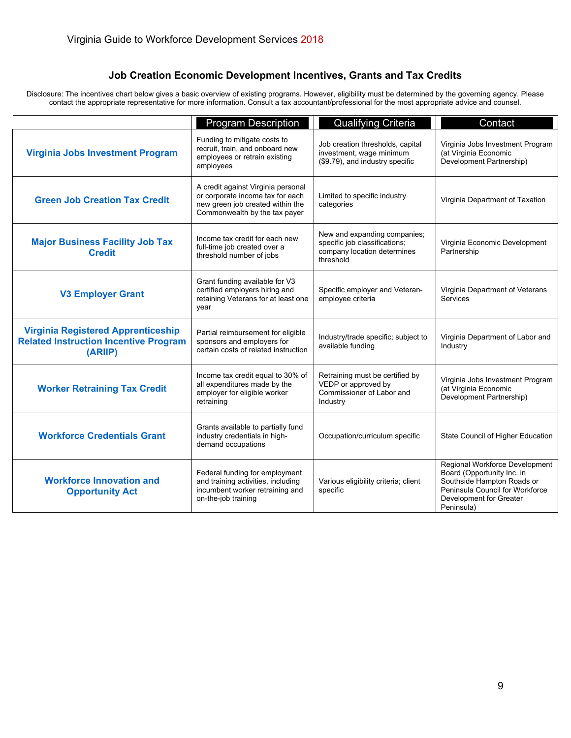### Job Creation Economic Development Incentives, Grants and Tax Credits

Disclosure: The incentives chart below gives a basic overview of existing programs. However, eligibility must be determined by the governing agency. Please contact the appropriate representative for more information. Consult a tax accountant/professional for the most appropriate advice and counsel.

| | Program Description | Qualifying Criteria | Contact |
|---|---|---|---|
| **Virginia Jobs Investment Program** | Funding to mitigate costs to recruit, train, and onboard new employees or retrain existing employees | Job creation thresholds, capital investment, wage minimum ($9.79), and industry specific | Virginia Jobs Investment Program (at Virginia Economic Development Partnership) |
| **Green Job Creation Tax Credit** | A credit against Virginia personal or corporate income tax for each new green job created within the Commonwealth by the tax payer | Limited to specific industry categories | Virginia Department of Taxation |
| **Major Business Facility Job Tax Credit** | Income tax credit for each new full-time job created over a threshold number of jobs | New and expanding companies; specific job classifications; company location determines threshold | Virginia Economic Development Partnership |
| **V3 Employer Grant** | Grant funding available for V3 certified employers hiring and retaining Veterans for at least one year | Specific employer and Veteran-employee criteria | Virginia Department of Veterans Services |
| **Virginia Registered Apprenticeship Related Instruction Incentive Program (ARIIP)** | Partial reimbursement for eligible sponsors and employers for certain costs of related instruction | Industry/trade specific; subject to available funding | Virginia Department of Labor and Industry |
| **Worker Retraining Tax Credit** | Income tax credit equal to 30% of all expenditures made by the employer for eligible worker retraining | Retraining must be certified by VEDP or approved by Commissioner of Labor and Industry | Virginia Jobs Investment Program (at Virginia Economic Development Partnership) |
| **Workforce Credentials Grant** | Grants available to partially fund industry credentials in high-demand occupations | Occupation/curriculum specific | State Council of Higher Education |
| **Workforce Innovation and Opportunity Act** | Federal funding for employment and training activities, including incumbent worker retraining and on-the-job training | Various eligibility criteria; client specific | Regional Workforce Development Board (Opportunity Inc. in Southside Hampton Roads or Peninsula Council for Workforce Development for Greater Peninsula) |